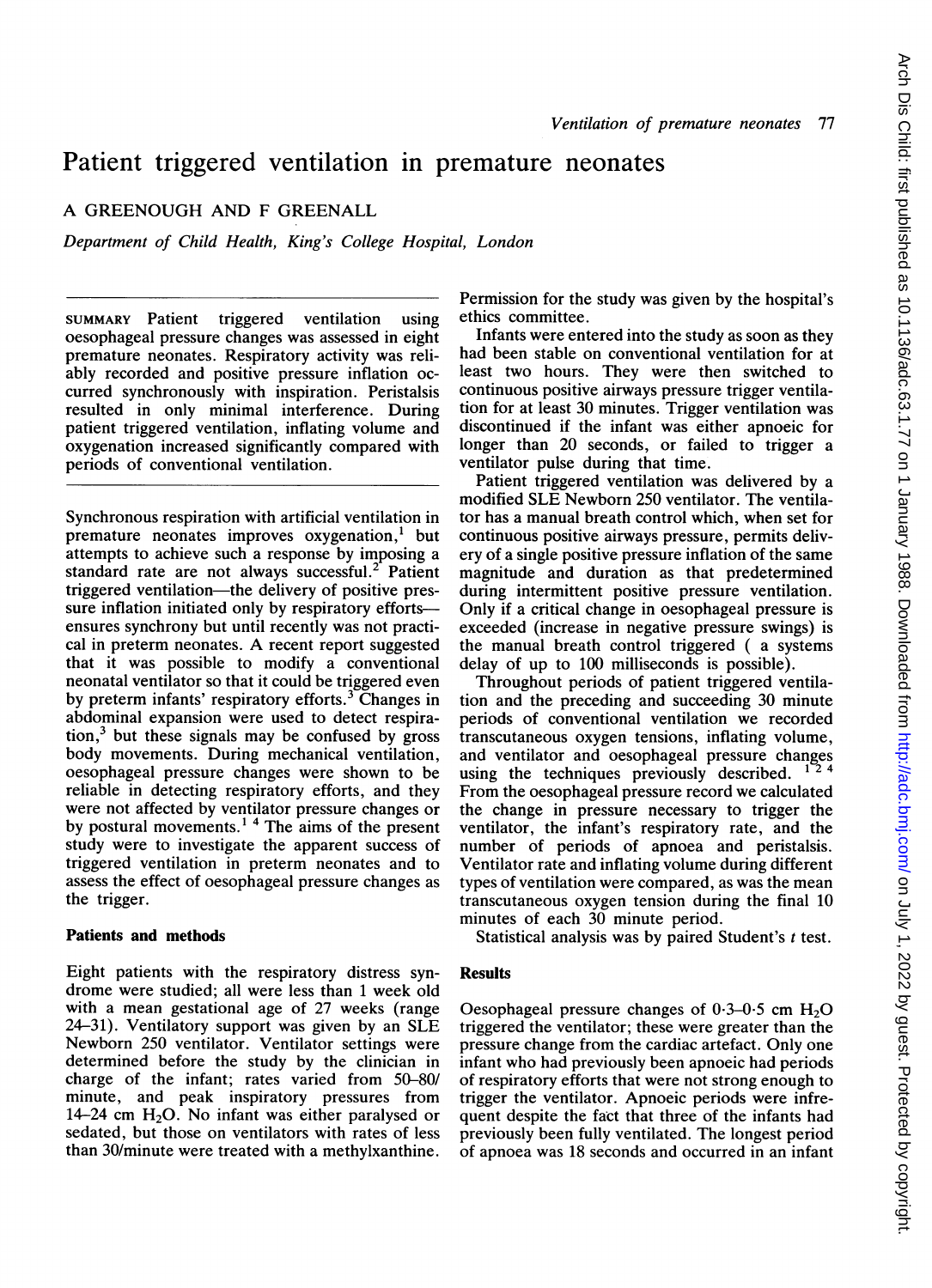# Patient triggered ventilation in premature neonates

A GREENOUGH AND F GREENALL

*Department of Child Health, King's College Hospital, London*

SUMMARY Patient triggered ventilation using oesophageal pressure changes was assessed in eight premature neonates. Respiratory activity was reliably recorded and positive pressure inflation occurred synchronously with inspiration. Peristalsis resulted in only minimal interference. During patient triggered ventilation, inflating volume and oxygenation increased significantly compared with periods of conventional ventilation.

Synchronous respiration with artificial ventilation in premature neonates improves oxygenation,[1] but attempts to achieve such a response by imposing a standard rate are not always successful.[2] Patient triggered ventilation—the delivery of positive pressure inflation initiated only by respiratory efforts—ensures synchrony but until recently was not practical in preterm neonates. A recent report suggested that it was possible to modify a conventional neonatal ventilator so that it could be triggered even by preterm infants' respiratory efforts.[3] Changes in abdominal expansion were used to detect respiration,[3] but these signals may be confused by gross body movements. During mechanical ventilation, oesophageal pressure changes were shown to be reliable in detecting respiratory efforts, and they were not affected by ventilator pressure changes or by postural movements.[1 4] The aims of the present study were to investigate the apparent success of triggered ventilation in preterm neonates and to assess the effect of oesophageal pressure changes as the trigger.

## Patients and methods

Eight patients with the respiratory distress syndrome were studied; all were less than 1 week old with a mean gestational age of 27 weeks (range 24–31). Ventilatory support was given by an SLE Newborn 250 ventilator. Ventilator settings were determined before the study by the clinician in charge of the infant; rates varied from 50–80/minute, and peak inspiratory pressures from 14–24 cm $H_2O$. No infant was either paralysed or sedated, but those on ventilators with rates of less than 30/minute were treated with a methylxanthine.

Permission for the study was given by the hospital's ethics committee.

Infants were entered into the study as soon as they had been stable on conventional ventilation for at least two hours. They were then switched to continuous positive airways pressure trigger ventilation for at least 30 minutes. Trigger ventilation was discontinued if the infant was either apnoeic for longer than 20 seconds, or failed to trigger a ventilator pulse during that time.

Patient triggered ventilation was delivered by a modified SLE Newborn 250 ventilator. The ventilator has a manual breath control which, when set for continuous positive airways pressure, permits delivery of a single positive pressure inflation of the same magnitude and duration as that predetermined during intermittent positive pressure ventilation. Only if a critical change in oesophageal pressure is exceeded (increase in negative pressure swings) is the manual breath control triggered ( a systems delay of up to 100 milliseconds is possible).

Throughout periods of patient triggered ventilation and the preceding and succeeding 30 minute periods of conventional ventilation we recorded transcutaneous oxygen tensions, inflating volume, and ventilator and oesophageal pressure changes using the techniques previously described.[1 2 4] From the oesophageal pressure record we calculated the change in pressure necessary to trigger the ventilator, the infant's respiratory rate, and the number of periods of apnoea and peristalsis. Ventilator rate and inflating volume during different types of ventilation were compared, as was the mean transcutaneous oxygen tension during the final 10 minutes of each 30 minute period.

Statistical analysis was by paired Student's $t$ test.

## Results

Oesophageal pressure changes of 0·3–0·5 cm $H_2O$ triggered the ventilator; these were greater than the pressure change from the cardiac artefact. Only one infant who had previously been apnoeic had periods of respiratory efforts that were not strong enough to trigger the ventilator. Apnoeic periods were infrequent despite the fact that three of the infants had previously been fully ventilated. The longest period of apnoea was 18 seconds and occurred in an infant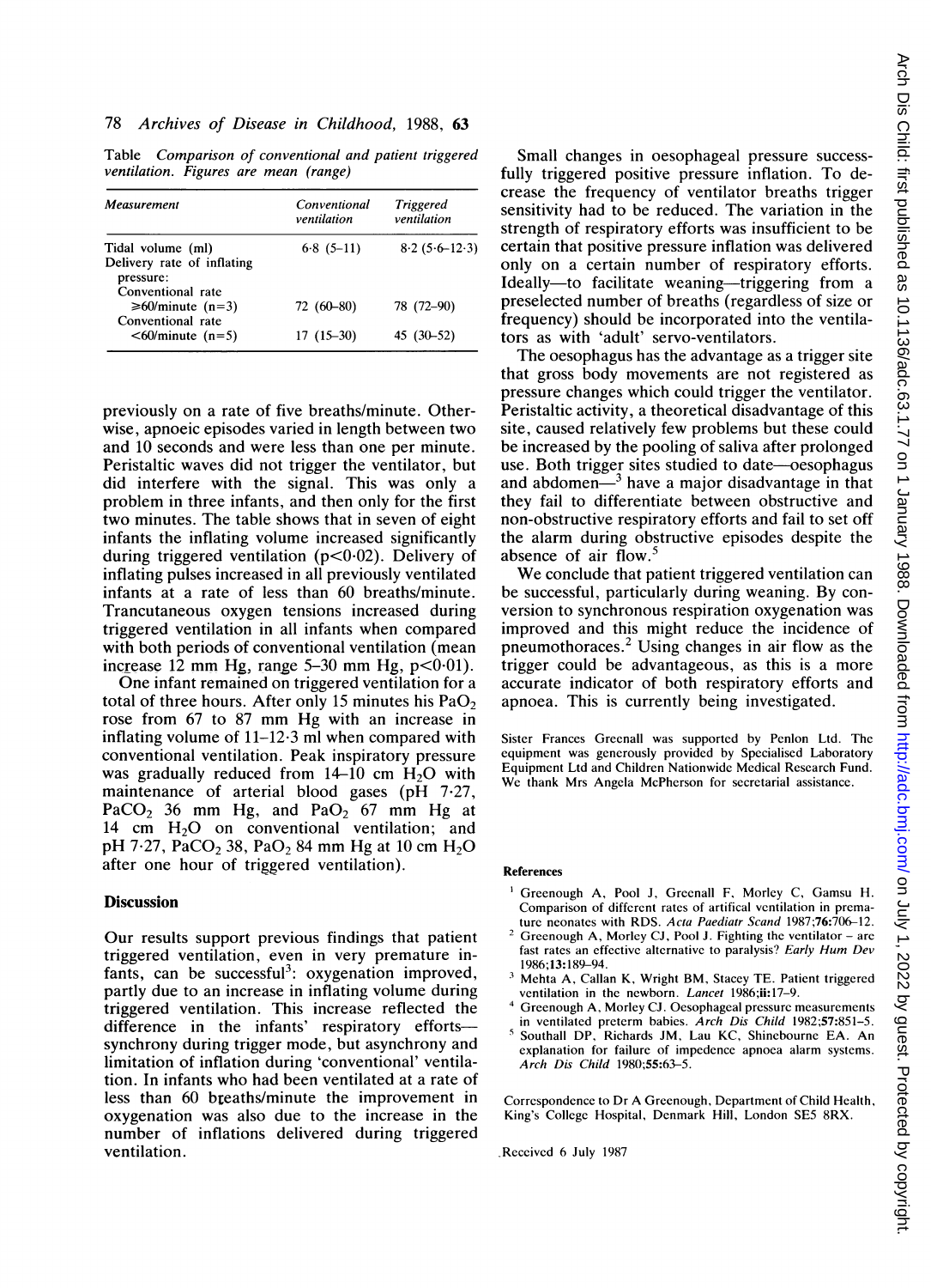Table *Comparison of conventional and patient triggered ventilation. Figures are mean (range)*

| *Measurement* | *Conventional ventilation* | *Triggered ventilation* |
|---|---|---|
| Tidal volume (ml) | 6·8 (5–11) | 8·2 (5·6–12·3) |
| Delivery rate of inflating pressure: | | |
| Conventional rate ≥60/minute (n=3) | 72 (60–80) | 78 (72–90) |
| Conventional rate <60/minute (n=5) | 17 (15–30) | 45 (30–52) |

previously on a rate of five breaths/minute. Otherwise, apnoeic episodes varied in length between two and 10 seconds and were less than one per minute. Peristaltic waves did not trigger the ventilator, but did interfere with the signal. This was only a problem in three infants, and then only for the first two minutes. The table shows that in seven of eight infants the inflating volume increased significantly during triggered ventilation ($p<0·02$). Delivery of inflating pulses increased in all previously ventilated infants at a rate of less than 60 breaths/minute. Trancutaneous oxygen tensions increased during triggered ventilation in all infants when compared with both periods of conventional ventilation (mean increase 12 mm Hg, range 5–30 mm Hg, $p<0·01$).

One infant remained on triggered ventilation for a total of three hours. After only 15 minutes his $PaO_2$ rose from 67 to 87 mm Hg with an increase in inflating volume of 11–12·3 ml when compared with conventional ventilation. Peak inspiratory pressure was gradually reduced from 14–10 cm $H_2O$ with maintenance of arterial blood gases (pH 7·27, $PaCO_2$ 36 mm Hg, and $PaO_2$ 67 mm Hg at 14 cm $H_2O$ on conventional ventilation; and pH 7·27, $PaCO_2$ 38, $PaO_2$ 84 mm Hg at 10 cm $H_2O$ after one hour of triggered ventilation).

## Discussion

Our results support previous findings that patient triggered ventilation, even in very premature infants, can be successful[3]: oxygenation improved, partly due to an increase in inflating volume during triggered ventilation. This increase reflected the difference in the infants' respiratory efforts—synchrony during trigger mode, but asynchrony and limitation of inflation during 'conventional' ventilation. In infants who had been ventilated at a rate of less than 60 breaths/minute the improvement in oxygenation was also due to the increase in the number of inflations delivered during triggered ventilation.

Small changes in oesophageal pressure successfully triggered positive pressure inflation. To decrease the frequency of ventilator breaths trigger sensitivity had to be reduced. The variation in the strength of respiratory efforts was insufficient to be certain that positive pressure inflation was delivered only on a certain number of respiratory efforts. Ideally—to facilitate weaning—triggering from a preselected number of breaths (regardless of size or frequency) should be incorporated into the ventilators as with 'adult' servo-ventilators.

The oesophagus has the advantage as a trigger site that gross body movements are not registered as pressure changes which could trigger the ventilator. Peristaltic activity, a theoretical disadvantage of this site, caused relatively few problems but these could be increased by the pooling of saliva after prolonged use. Both trigger sites studied to date—oesophagus and abdomen—[3] have a major disadvantage in that they fail to differentiate between obstructive and non-obstructive respiratory efforts and fail to set off the alarm during obstructive episodes despite the absence of air flow.[5]

We conclude that patient triggered ventilation can be successful, particularly during weaning. By conversion to synchronous respiration oxygenation was improved and this might reduce the incidence of pneumothoraces.[2] Using changes in air flow as the trigger could be advantageous, as this is a more accurate indicator of both respiratory efforts and apnoea. This is currently being investigated.

Sister Frances Greenall was supported by Penlon Ltd. The equipment was generously provided by Specialised Laboratory Equipment Ltd and Children Nationwide Medical Research Fund. We thank Mrs Angela McPherson for secretarial assistance.

### References

1. Greenough A, Pool J, Greenall F, Morley C, Gamsu H. Comparison of different rates of artifical ventilation in premature neonates with RDS. *Acta Paediatr Scand* 1987;**76**:706–12.
2. Greenough A, Morley CJ, Pool J. Fighting the ventilator – are fast rates an effective alternative to paralysis? *Early Hum Dev* 1986;**13**:189–94.
3. Mehta A, Callan K, Wright BM, Stacey TE. Patient triggered ventilation in the newborn. *Lancet* 1986;**ii**:17–9.
4. Greenough A, Morley CJ. Oesophageal pressure measurements in ventilated preterm babies. *Arch Dis Child* 1982;**57**:851–5.
5. Southall DP, Richards JM, Lau KC, Shinebourne EA. An explanation for failure of impedence apnoea alarm systems. *Arch Dis Child* 1980;**55**:63–5.

Correspondence to Dr A Greenough, Department of Child Health, King's College Hospital, Denmark Hill, London SE5 8RX.

Received 6 July 1987